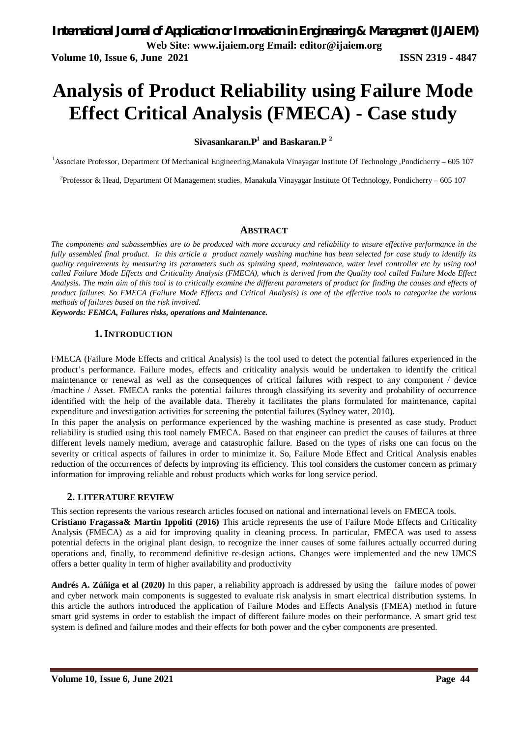# Analysis of Product Reliability using Failure Mode Effect Critical Analysis (FMECA) - Case study

**Sivasankaran.P[1] and Baskaran.P [2]**

[1]Associate Professor, Department Of Mechanical Engineering,Manakula Vinayagar Institute Of Technology ,Pondicherry – 605 107

[2]Professor & Head, Department Of Management studies, Manakula Vinayagar Institute Of Technology, Pondicherry – 605 107

## ABSTRACT

*The components and subassemblies are to be produced with more accuracy and reliability to ensure effective performance in the fully assembled final product. In this article a product namely washing machine has been selected for case study to identify its quality requirements by measuring its parameters such as spinning speed, maintenance, water level controller etc by using tool called Failure Mode Effects and Criticality Analysis (FMECA), which is derived from the Quality tool called Failure Mode Effect Analysis. The main aim of this tool is to critically examine the different parameters of product for finding the causes and effects of product failures. So FMECA (Failure Mode Effects and Critical Analysis) is one of the effective tools to categorize the various methods of failures based on the risk involved.*

***Keywords: FEMCA, Failures risks, operations and Maintenance.***

## 1. INTRODUCTION

FMECA (Failure Mode Effects and critical Analysis) is the tool used to detect the potential failures experienced in the product's performance. Failure modes, effects and criticality analysis would be undertaken to identify the critical maintenance or renewal as well as the consequences of critical failures with respect to any component / device /machine / Asset. FMECA ranks the potential failures through classifying its severity and probability of occurrence identified with the help of the available data. Thereby it facilitates the plans formulated for maintenance, capital expenditure and investigation activities for screening the potential failures (Sydney water, 2010).

In this paper the analysis on performance experienced by the washing machine is presented as case study. Product reliability is studied using this tool namely FMECA. Based on that engineer can predict the causes of failures at three different levels namely medium, average and catastrophic failure. Based on the types of risks one can focus on the severity or critical aspects of failures in order to minimize it. So, Failure Mode Effect and Critical Analysis enables reduction of the occurrences of defects by improving its efficiency. This tool considers the customer concern as primary information for improving reliable and robust products which works for long service period.

## 2. LITERATURE REVIEW

This section represents the various research articles focused on national and international levels on FMECA tools.

**Cristiano Fragassa& Martin Ippoliti (2016)** This article represents the use of Failure Mode Effects and Criticality Analysis (FMECA) as a aid for improving quality in cleaning process. In particular, FMECA was used to assess potential defects in the original plant design, to recognize the inner causes of some failures actually occurred during operations and, finally, to recommend definitive re-design actions. Changes were implemented and the new UMCS offers a better quality in term of higher availability and productivity

**Andrés A. Zúñiga et al (2020)** In this paper, a reliability approach is addressed by using the failure modes of power and cyber network main components is suggested to evaluate risk analysis in smart electrical distribution systems. In this article the authors introduced the application of Failure Modes and Effects Analysis (FMEA) method in future smart grid systems in order to establish the impact of different failure modes on their performance. A smart grid test system is defined and failure modes and their effects for both power and the cyber components are presented.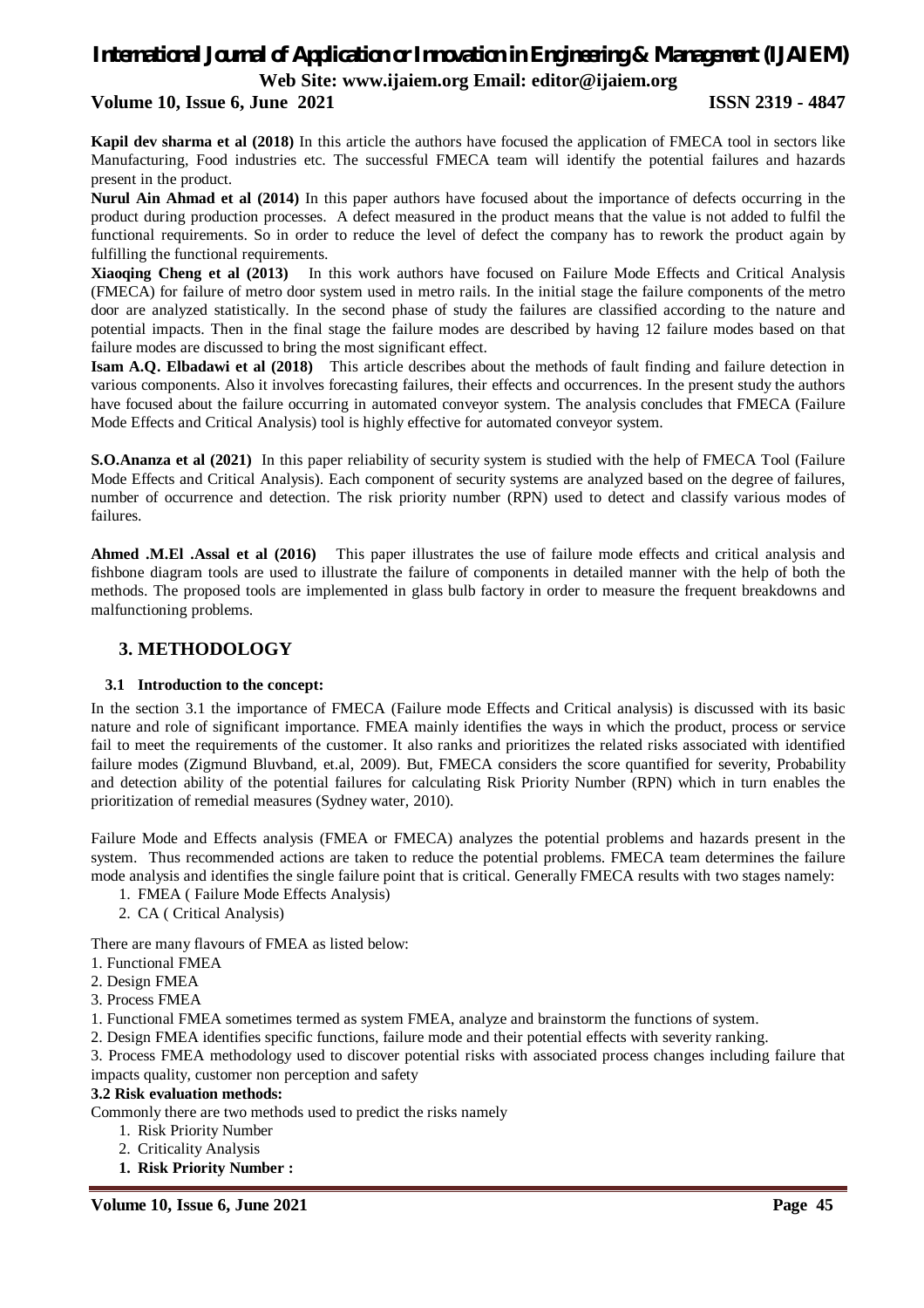**Kapil dev sharma et al (2018)** In this article the authors have focused the application of FMECA tool in sectors like Manufacturing, Food industries etc. The successful FMECA team will identify the potential failures and hazards present in the product.

**Nurul Ain Ahmad et al (2014)** In this paper authors have focused about the importance of defects occurring in the product during production processes. A defect measured in the product means that the value is not added to fulfil the functional requirements. So in order to reduce the level of defect the company has to rework the product again by fulfilling the functional requirements.

**Xiaoqing Cheng et al (2013)** In this work authors have focused on Failure Mode Effects and Critical Analysis (FMECA) for failure of metro door system used in metro rails. In the initial stage the failure components of the metro door are analyzed statistically. In the second phase of study the failures are classified according to the nature and potential impacts. Then in the final stage the failure modes are described by having 12 failure modes based on that failure modes are discussed to bring the most significant effect.

**Isam A.Q. Elbadawi et al (2018)** This article describes about the methods of fault finding and failure detection in various components. Also it involves forecasting failures, their effects and occurrences. In the present study the authors have focused about the failure occurring in automated conveyor system. The analysis concludes that FMECA (Failure Mode Effects and Critical Analysis) tool is highly effective for automated conveyor system.

**S.O.Ananza et al (2021)** In this paper reliability of security system is studied with the help of FMECA Tool (Failure Mode Effects and Critical Analysis). Each component of security systems are analyzed based on the degree of failures, number of occurrence and detection. The risk priority number (RPN) used to detect and classify various modes of failures.

**Ahmed .M.El .Assal et al (2016)** This paper illustrates the use of failure mode effects and critical analysis and fishbone diagram tools are used to illustrate the failure of components in detailed manner with the help of both the methods. The proposed tools are implemented in glass bulb factory in order to measure the frequent breakdowns and malfunctioning problems.

## 3. METHODOLOGY

### 3.1 Introduction to the concept:

In the section 3.1 the importance of FMECA (Failure mode Effects and Critical analysis) is discussed with its basic nature and role of significant importance. FMEA mainly identifies the ways in which the product, process or service fail to meet the requirements of the customer. It also ranks and prioritizes the related risks associated with identified failure modes (Zigmund Bluvband, et.al, 2009). But, FMECA considers the score quantified for severity, Probability and detection ability of the potential failures for calculating Risk Priority Number (RPN) which in turn enables the prioritization of remedial measures (Sydney water, 2010).

Failure Mode and Effects analysis (FMEA or FMECA) analyzes the potential problems and hazards present in the system. Thus recommended actions are taken to reduce the potential problems. FMECA team determines the failure mode analysis and identifies the single failure point that is critical. Generally FMECA results with two stages namely:

1. FMEA ( Failure Mode Effects Analysis)
2. CA ( Critical Analysis)

There are many flavours of FMEA as listed below:

1. Functional FMEA
2. Design FMEA
3. Process FMEA

1. Functional FMEA sometimes termed as system FMEA, analyze and brainstorm the functions of system.
2. Design FMEA identifies specific functions, failure mode and their potential effects with severity ranking.
3. Process FMEA methodology used to discover potential risks with associated process changes including failure that impacts quality, customer non perception and safety

### 3.2 Risk evaluation methods:

Commonly there are two methods used to predict the risks namely

1. Risk Priority Number
2. Criticality Analysis

**1. Risk Priority Number :**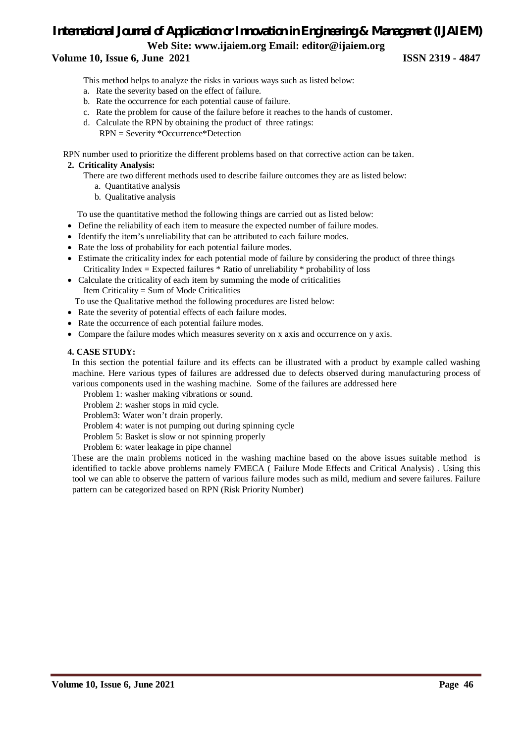This method helps to analyze the risks in various ways such as listed below:

a. Rate the severity based on the effect of failure.
b. Rate the occurrence for each potential cause of failure.
c. Rate the problem for cause of the failure before it reaches to the hands of customer.
d. Calculate the RPN by obtaining the product of three ratings:
   RPN = Severity *Occurrence*Detection

RPN number used to prioritize the different problems based on that corrective action can be taken.

**2. Criticality Analysis:**

There are two different methods used to describe failure outcomes they are as listed below:

a. Quantitative analysis
b. Qualitative analysis

To use the quantitative method the following things are carried out as listed below:

- Define the reliability of each item to measure the expected number of failure modes.
- Identify the item's unreliability that can be attributed to each failure modes.
- Rate the loss of probability for each potential failure modes.
- Estimate the criticality index for each potential mode of failure by considering the product of three things
  Criticality Index = Expected failures * Ratio of unreliability * probability of loss
- Calculate the criticality of each item by summing the mode of criticalities
  Item Criticality = Sum of Mode Criticalities

To use the Qualitative method the following procedures are listed below:

- Rate the severity of potential effects of each failure modes.
- Rate the occurrence of each potential failure modes.
- Compare the failure modes which measures severity on x axis and occurrence on y axis.

**4. CASE STUDY:**

In this section the potential failure and its effects can be illustrated with a product by example called washing machine. Here various types of failures are addressed due to defects observed during manufacturing process of various components used in the washing machine. Some of the failures are addressed here

Problem 1: washer making vibrations or sound.

Problem 2: washer stops in mid cycle.

Problem3: Water won't drain properly.

Problem 4: water is not pumping out during spinning cycle

Problem 5: Basket is slow or not spinning properly

Problem 6: water leakage in pipe channel

These are the main problems noticed in the washing machine based on the above issues suitable method is identified to tackle above problems namely FMECA ( Failure Mode Effects and Critical Analysis) . Using this tool we can able to observe the pattern of various failure modes such as mild, medium and severe failures. Failure pattern can be categorized based on RPN (Risk Priority Number)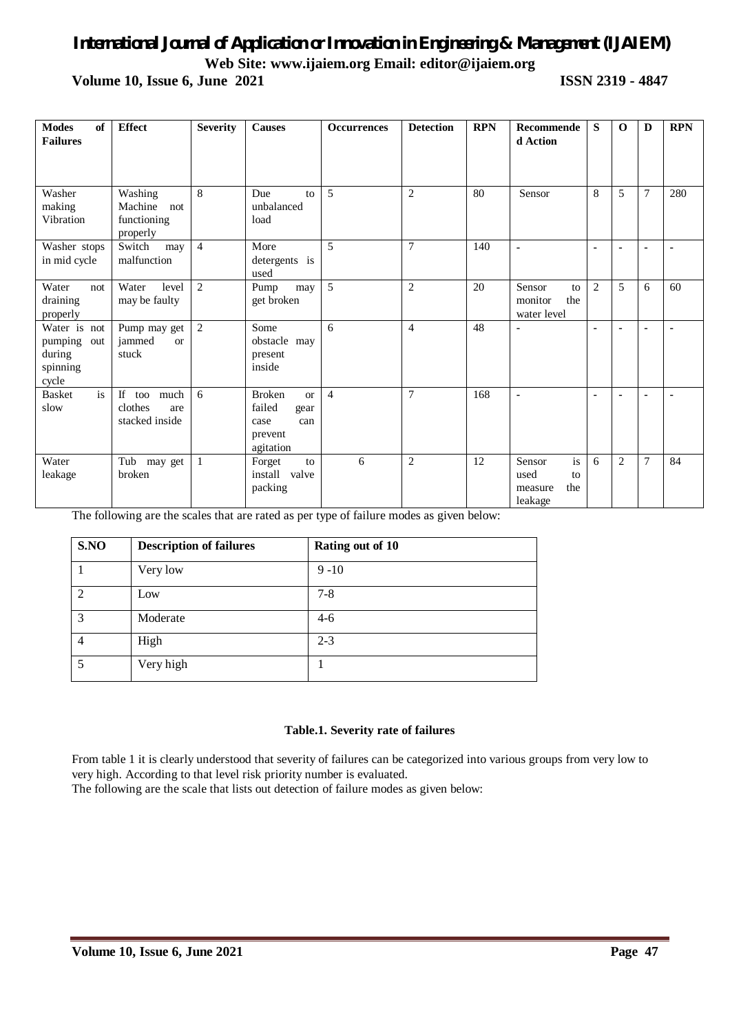| Modes of Failures | Effect | Severity | Causes | Occurrences | Detection | RPN | Recommended Action | S | O | D | RPN |
|---|---|---|---|---|---|---|---|---|---|---|---|
| Washer making Vibration | Washing Machine not functioning properly | 8 | Due to unbalanced load | 5 | 2 | 80 | Sensor | 8 | 5 | 7 | 280 |
| Washer stops in mid cycle | Switch may malfunction | 4 | More detergents is used | 5 | 7 | 140 | - | - | - | - | - |
| Water not draining properly | Water level may be faulty | 2 | Pump may get broken | 5 | 2 | 20 | Sensor to monitor the water level | 2 | 5 | 6 | 60 |
| Water is not pumping out during spinning cycle | Pump may get jammed or stuck | 2 | Some obstacle may present inside | 6 | 4 | 48 | - | - | - | - | - |
| Basket is slow | If too much clothes are stacked inside | 6 | Broken or failed gear case can prevent agitation | 4 | 7 | 168 | - | - | - | - | - |
| Water leakage | Tub may get broken | 1 | Forget to install valve packing | 6 | 2 | 12 | Sensor is used to measure the leakage | 6 | 2 | 7 | 84 |

The following are the scales that are rated as per type of failure modes as given below:

| S.NO | Description of failures | Rating out of 10 |
|---|---|---|
| 1 | Very low | 9 -10 |
| 2 | Low | 7-8 |
| 3 | Moderate | 4-6 |
| 4 | High | 2-3 |
| 5 | Very high | 1 |

**Table.1. Severity rate of failures**

From table 1 it is clearly understood that severity of failures can be categorized into various groups from very low to very high. According to that level risk priority number is evaluated.

The following are the scale that lists out detection of failure modes as given below: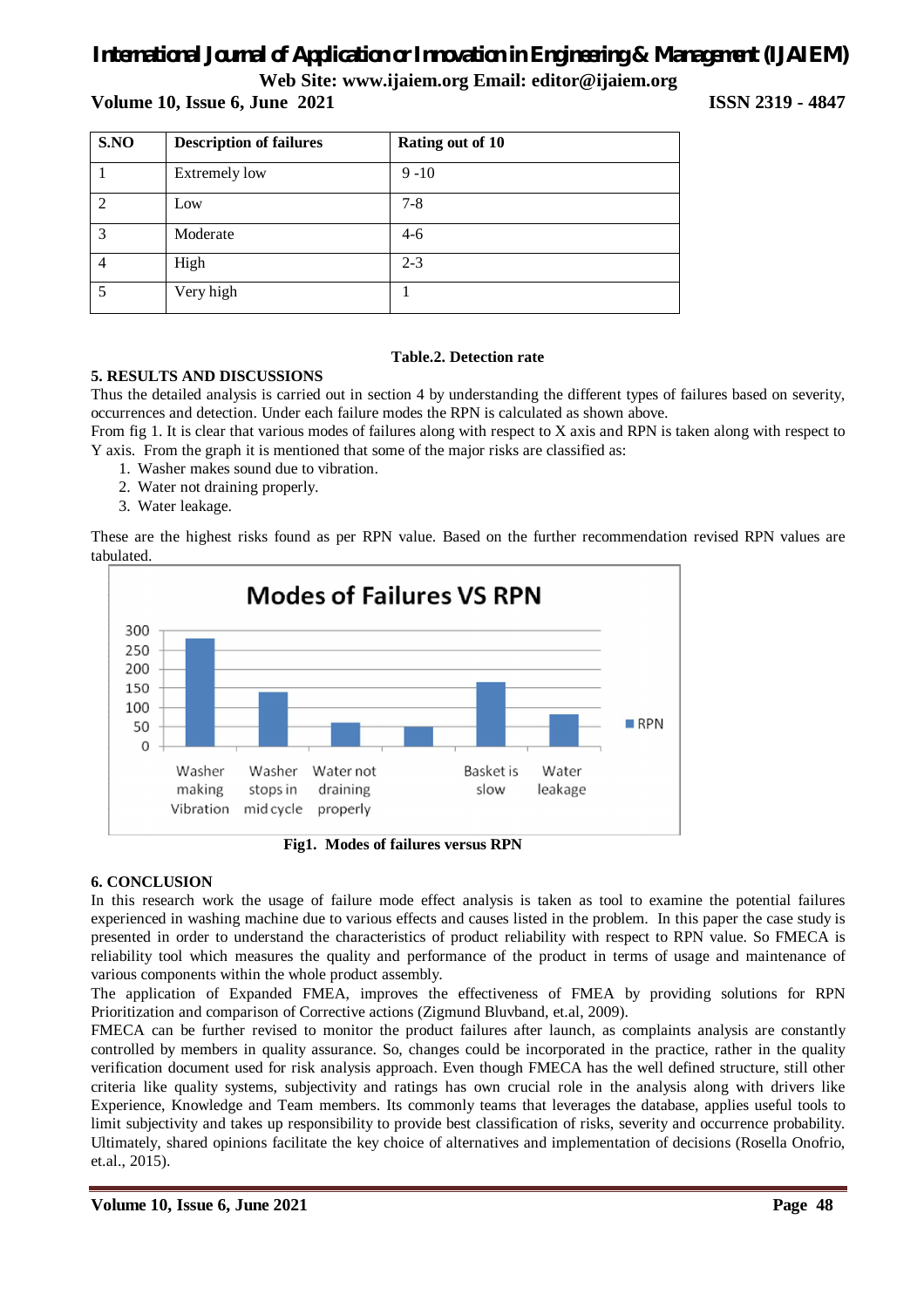| S.NO | Description of failures | Rating out of 10 |
|---|---|---|
| 1 | Extremely low | 9 -10 |
| 2 | Low | 7-8 |
| 3 | Moderate | 4-6 |
| 4 | High | 2-3 |
| 5 | Very high | 1 |

**Table.2. Detection rate**

## 5. RESULTS AND DISCUSSIONS

Thus the detailed analysis is carried out in section 4 by understanding the different types of failures based on severity, occurrences and detection. Under each failure modes the RPN is calculated as shown above.

From fig 1. It is clear that various modes of failures along with respect to X axis and RPN is taken along with respect to Y axis. From the graph it is mentioned that some of the major risks are classified as:

1. Washer makes sound due to vibration.
2. Water not draining properly.
3. Water leakage.

These are the highest risks found as per RPN value. Based on the further recommendation revised RPN values are tabulated.

**Fig1. Modes of failures versus RPN**

## 6. CONCLUSION

In this research work the usage of failure mode effect analysis is taken as tool to examine the potential failures experienced in washing machine due to various effects and causes listed in the problem. In this paper the case study is presented in order to understand the characteristics of product reliability with respect to RPN value. So FMECA is reliability tool which measures the quality and performance of the product in terms of usage and maintenance of various components within the whole product assembly.

The application of Expanded FMEA, improves the effectiveness of FMEA by providing solutions for RPN Prioritization and comparison of Corrective actions (Zigmund Bluvband, et.al, 2009).

FMECA can be further revised to monitor the product failures after launch, as complaints analysis are constantly controlled by members in quality assurance. So, changes could be incorporated in the practice, rather in the quality verification document used for risk analysis approach. Even though FMECA has the well defined structure, still other criteria like quality systems, subjectivity and ratings has own crucial role in the analysis along with drivers like Experience, Knowledge and Team members. Its commonly teams that leverages the database, applies useful tools to limit subjectivity and takes up responsibility to provide best classification of risks, severity and occurrence probability. Ultimately, shared opinions facilitate the key choice of alternatives and implementation of decisions (Rosella Onofrio, et.al., 2015).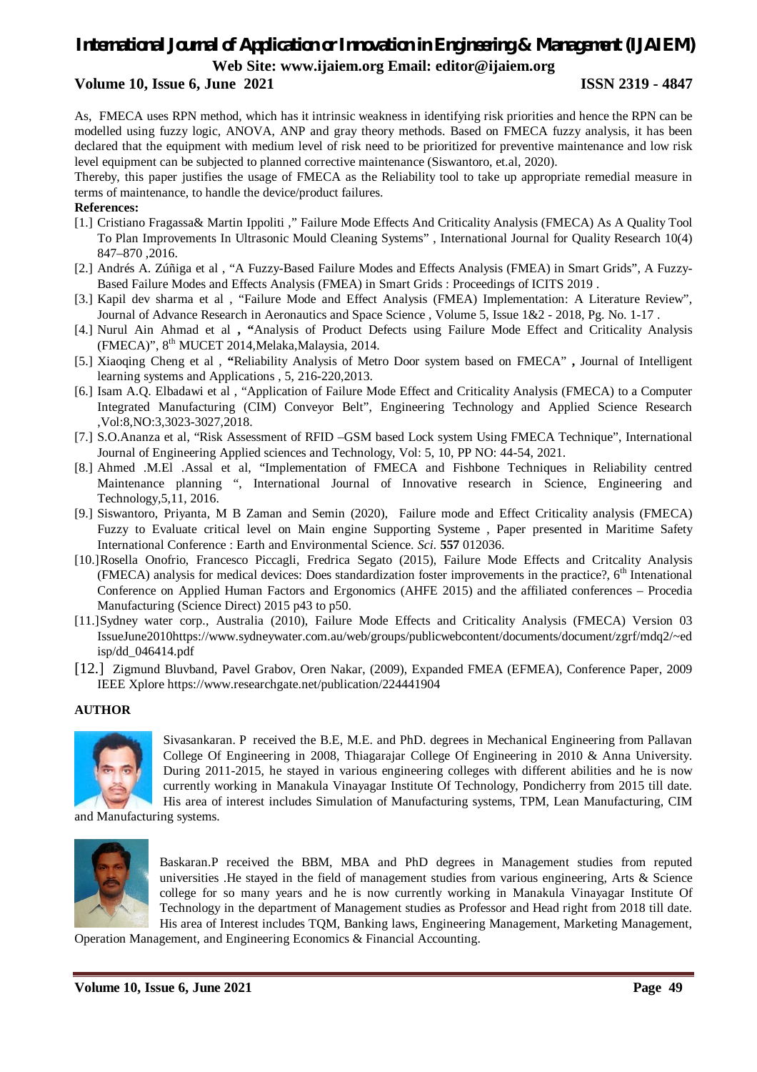As, FMECA uses RPN method, which has it intrinsic weakness in identifying risk priorities and hence the RPN can be modelled using fuzzy logic, ANOVA, ANP and gray theory methods. Based on FMECA fuzzy analysis, it has been declared that the equipment with medium level of risk need to be prioritized for preventive maintenance and low risk level equipment can be subjected to planned corrective maintenance (Siswantoro, et.al, 2020).

Thereby, this paper justifies the usage of FMECA as the Reliability tool to take up appropriate remedial measure in terms of maintenance, to handle the device/product failures.

**References:**

[1.] Cristiano Fragassa& Martin Ippoliti ," Failure Mode Effects And Criticality Analysis (FMECA) As A Quality Tool To Plan Improvements In Ultrasonic Mould Cleaning Systems" , International Journal for Quality Research 10(4) 847–870 ,2016.

[2.] Andrés A. Zúñiga et al , "A Fuzzy-Based Failure Modes and Effects Analysis (FMEA) in Smart Grids", A Fuzzy-Based Failure Modes and Effects Analysis (FMEA) in Smart Grids : Proceedings of ICITS 2019 .

[3.] Kapil dev sharma et al , "Failure Mode and Effect Analysis (FMEA) Implementation: A Literature Review", Journal of Advance Research in Aeronautics and Space Science , Volume 5, Issue 1&2 - 2018, Pg. No. 1-17 .

[4.] Nurul Ain Ahmad et al **,** **"**Analysis of Product Defects using Failure Mode Effect and Criticality Analysis (FMECA)", 8th MUCET 2014,Melaka,Malaysia, 2014.

[5.] Xiaoqing Cheng et al , **"**Reliability Analysis of Metro Door system based on FMECA" **,** Journal of Intelligent learning systems and Applications , 5, 216-220,2013.

[6.] Isam A.Q. Elbadawi et al , "Application of Failure Mode Effect and Criticality Analysis (FMECA) to a Computer Integrated Manufacturing (CIM) Conveyor Belt", Engineering Technology and Applied Science Research ,Vol:8,NO:3,3023-3027,2018.

[7.] S.O.Ananza et al, "Risk Assessment of RFID –GSM based Lock system Using FMECA Technique", International Journal of Engineering Applied sciences and Technology, Vol: 5, 10, PP NO: 44-54, 2021.

[8.] Ahmed .M.El .Assal et al, "Implementation of FMECA and Fishbone Techniques in Reliability centred Maintenance planning ", International Journal of Innovative research in Science, Engineering and Technology,5,11, 2016.

[9.] Siswantoro, Priyanta, M B Zaman and Semin (2020), Failure mode and Effect Criticality analysis (FMECA) Fuzzy to Evaluate critical level on Main engine Supporting Systeme , Paper presented in Maritime Safety International Conference : Earth and Environmental Science. *Sci.* **557** 012036.

[10.] Rosella Onofrio, Francesco Piccagli, Fredrica Segato (2015), Failure Mode Effects and Critcality Analysis (FMECA) analysis for medical devices: Does standardization foster improvements in the practice?, 6th Intenational Conference on Applied Human Factors and Ergonomics (AHFE 2015) and the affiliated conferences – Procedia Manufacturing (Science Direct) 2015 p43 to p50.

[11.] Sydney water corp., Australia (2010), Failure Mode Effects and Criticality Analysis (FMECA) Version 03 IssueJune2010https://www.sydneywater.com.au/web/groups/publicwebcontent/documents/document/zgrf/mdq2/~edisp/dd_046414.pdf

[12.] Zigmund Bluvband, Pavel Grabov, Oren Nakar, (2009), Expanded FMEA (EFMEA), Conference Paper, 2009 IEEE Xplore https://www.researchgate.net/publication/224441904

**AUTHOR**

Sivasankaran. P received the B.E, M.E. and PhD. degrees in Mechanical Engineering from Pallavan College Of Engineering in 2008, Thiagarajar College Of Engineering in 2010 & Anna University. During 2011-2015, he stayed in various engineering colleges with different abilities and he is now currently working in Manakula Vinayagar Institute Of Technology, Pondicherry from 2015 till date. His area of interest includes Simulation of Manufacturing systems, TPM, Lean Manufacturing, CIM and Manufacturing systems.

Baskaran.P received the BBM, MBA and PhD degrees in Management studies from reputed universities .He stayed in the field of management studies from various engineering, Arts & Science college for so many years and he is now currently working in Manakula Vinayagar Institute Of Technology in the department of Management studies as Professor and Head right from 2018 till date. His area of Interest includes TQM, Banking laws, Engineering Management, Marketing Management, Operation Management, and Engineering Economics & Financial Accounting.